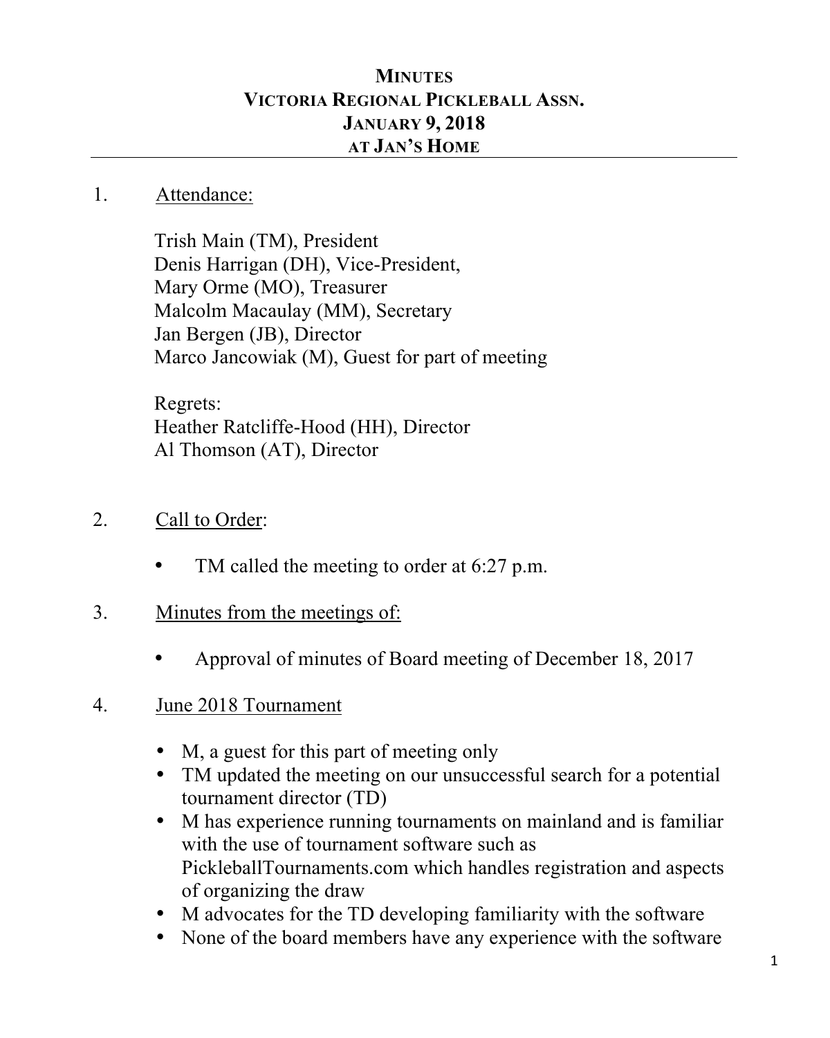# MINUTES
# VICTORIA REGIONAL PICKLEBALL ASSN.
# JANUARY 9, 2018
# AT JAN'S HOME

---

1. Attendance:

   Trish Main (TM), President
   Denis Harrigan (DH), Vice-President,
   Mary Orme (MO), Treasurer
   Malcolm Macaulay (MM), Secretary
   Jan Bergen (JB), Director
   Marco Jancowiak (M), Guest for part of meeting

   Regrets:
   Heather Ratcliffe-Hood (HH), Director
   Al Thomson (AT), Director

2. Call to Order:

   - TM called the meeting to order at 6:27 p.m.

3. Minutes from the meetings of:

   - Approval of minutes of Board meeting of December 18, 2017

4. June 2018 Tournament

   - M, a guest for this part of meeting only
   - TM updated the meeting on our unsuccessful search for a potential tournament director (TD)
   - M has experience running tournaments on mainland and is familiar with the use of tournament software such as PickleballTournaments.com which handles registration and aspects of organizing the draw
   - M advocates for the TD developing familiarity with the software
   - None of the board members have any experience with the software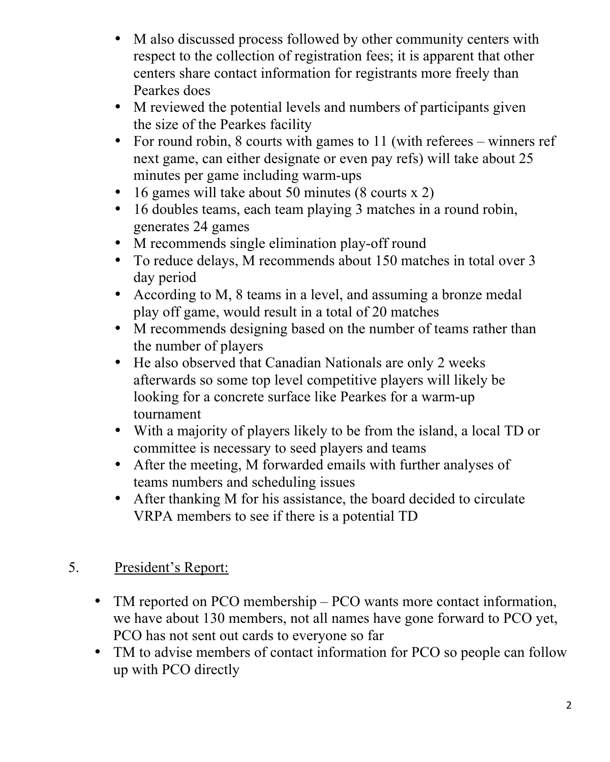- M also discussed process followed by other community centers with respect to the collection of registration fees; it is apparent that other centers share contact information for registrants more freely than Pearkes does
- M reviewed the potential levels and numbers of participants given the size of the Pearkes facility
- For round robin, 8 courts with games to 11 (with referees – winners ref next game, can either designate or even pay refs) will take about 25 minutes per game including warm-ups
- 16 games will take about 50 minutes (8 courts x 2)
- 16 doubles teams, each team playing 3 matches in a round robin, generates 24 games
- M recommends single elimination play-off round
- To reduce delays, M recommends about 150 matches in total over 3 day period
- According to M, 8 teams in a level, and assuming a bronze medal play off game, would result in a total of 20 matches
- M recommends designing based on the number of teams rather than the number of players
- He also observed that Canadian Nationals are only 2 weeks afterwards so some top level competitive players will likely be looking for a concrete surface like Pearkes for a warm-up tournament
- With a majority of players likely to be from the island, a local TD or committee is necessary to seed players and teams
- After the meeting, M forwarded emails with further analyses of teams numbers and scheduling issues
- After thanking M for his assistance, the board decided to circulate VRPA members to see if there is a potential TD

5. <u>President's Report:</u>

- TM reported on PCO membership – PCO wants more contact information, we have about 130 members, not all names have gone forward to PCO yet, PCO has not sent out cards to everyone so far
- TM to advise members of contact information for PCO so people can follow up with PCO directly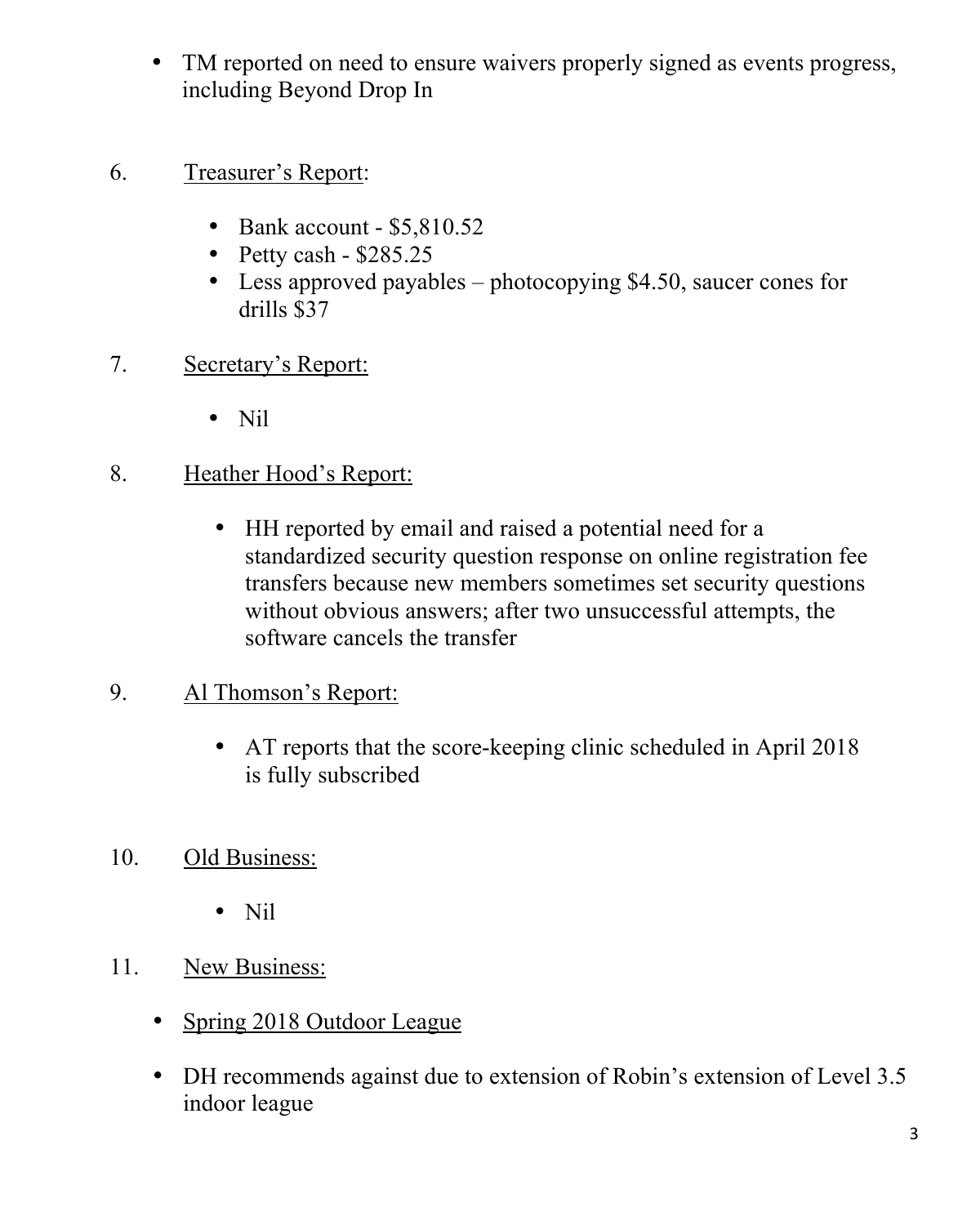- TM reported on need to ensure waivers properly signed as events progress, including Beyond Drop In

6. <u>Treasurer's Report</u>:

    - Bank account - $5,810.52
    - Petty cash - $285.25
    - Less approved payables – photocopying $4.50, saucer cones for drills $37

7. <u>Secretary's Report:</u>

    - Nil

8. <u>Heather Hood's Report:</u>

    - HH reported by email and raised a potential need for a standardized security question response on online registration fee transfers because new members sometimes set security questions without obvious answers; after two unsuccessful attempts, the software cancels the transfer

9. <u>Al Thomson's Report:</u>

    - AT reports that the score-keeping clinic scheduled in April 2018 is fully subscribed

10. <u>Old Business:</u>

    - Nil

11. <u>New Business:</u>

- <u>Spring 2018 Outdoor League</u>

- DH recommends against due to extension of Robin's extension of Level 3.5 indoor league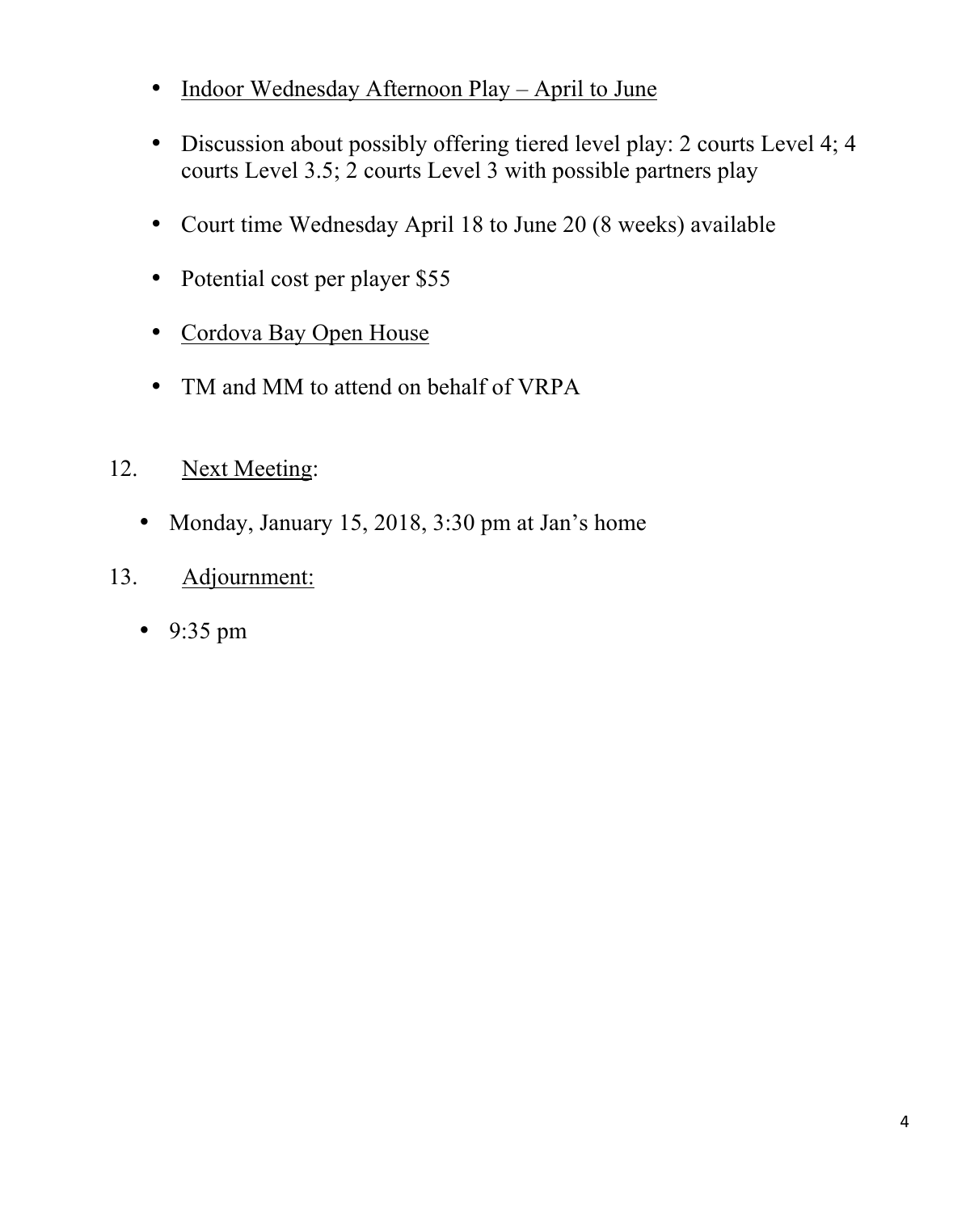- Indoor Wednesday Afternoon Play – April to June
- Discussion about possibly offering tiered level play: 2 courts Level 4; 4 courts Level 3.5; 2 courts Level 3 with possible partners play
- Court time Wednesday April 18 to June 20 (8 weeks) available
- Potential cost per player $55
- Cordova Bay Open House
- TM and MM to attend on behalf of VRPA

12. Next Meeting:

- Monday, January 15, 2018, 3:30 pm at Jan's home

13. Adjournment:

- 9:35 pm